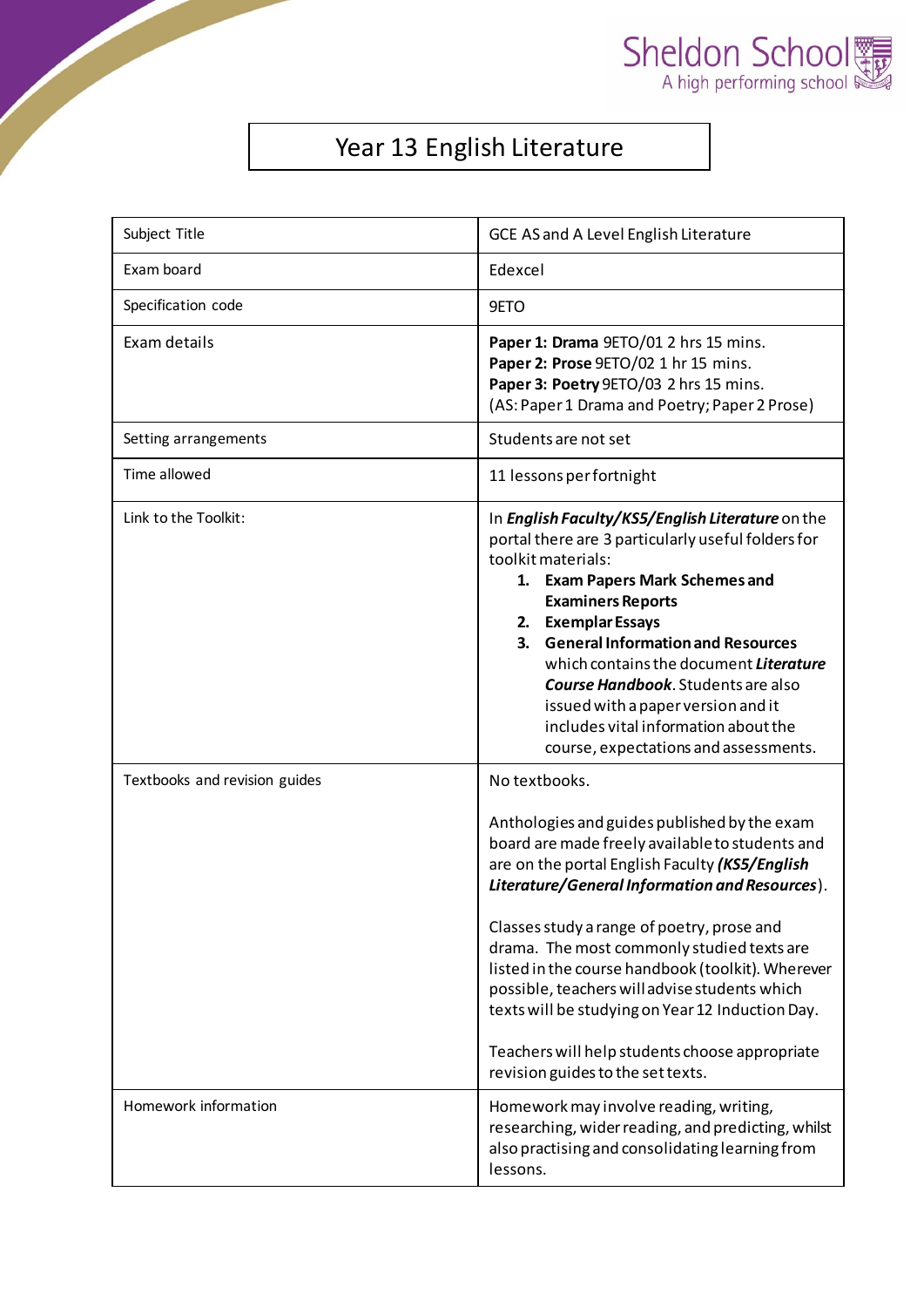# Year 13 English Literature

| | |
|---|---|
| Subject Title | GCE AS and A Level English Literature |
| Exam board | Edexcel |
| Specification code | 9ETO |
| Exam details | **Paper 1: Drama** 9ETO/01 2 hrs 15 mins.<br>**Paper 2: Prose** 9ETO/02 1 hr 15 mins.<br>**Paper 3: Poetry** 9ETO/03 2 hrs 15 mins.<br>(AS: Paper 1 Drama and Poetry; Paper 2 Prose) |
| Setting arrangements | Students are not set |
| Time allowed | 11 lessons per fortnight |
| Link to the Toolkit: | In ***English Faculty/KS5/English Literature*** on the portal there are 3 particularly useful folders for toolkit materials:<br>1. **Exam Papers Mark Schemes and Examiners Reports**<br>2. **Exemplar Essays**<br>3. **General Information and Resources** which contains the document ***Literature Course Handbook***. Students are also issued with a paper version and it includes vital information about the course, expectations and assessments. |
| Textbooks and revision guides | No textbooks.<br><br>Anthologies and guides published by the exam board are made freely available to students and are on the portal English Faculty ***(KS5/English Literature/General Information and Resources***).<br><br>Classes study a range of poetry, prose and drama. The most commonly studied texts are listed in the course handbook (toolkit). Wherever possible, teachers will advise students which texts will be studying on Year 12 Induction Day.<br><br>Teachers will help students choose appropriate revision guides to the set texts. |
| Homework information | Homework may involve reading, writing, researching, wider reading, and predicting, whilst also practising and consolidating learning from lessons. |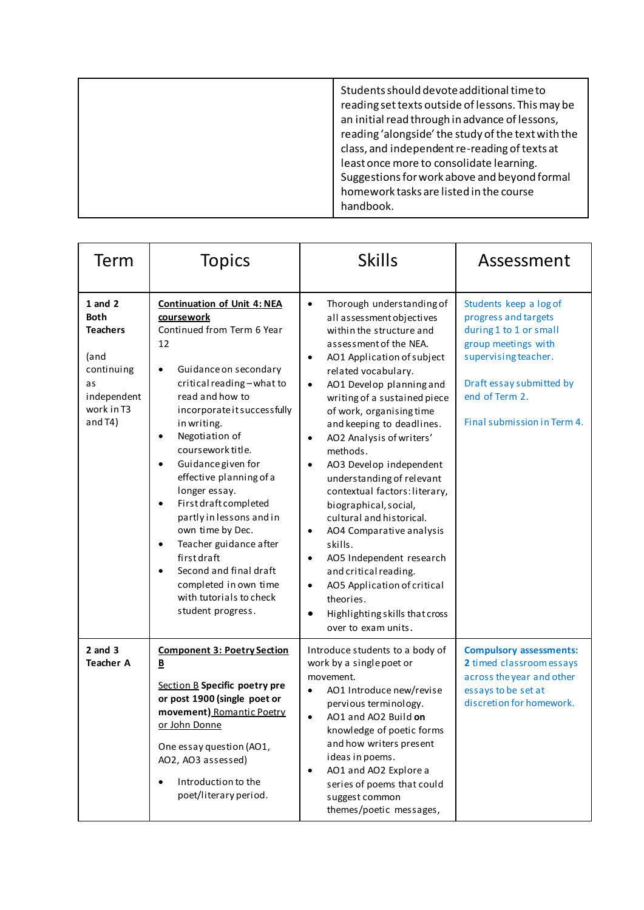| | Students should devote additional time to reading set texts outside of lessons. This may be an initial read through in advance of lessons, reading 'alongside' the study of the text with the class, and independent re-reading of texts at least once more to consolidate learning. Suggestions for work above and beyond formal homework tasks are listed in the course handbook. |
|---|---|

| Term | Topics | Skills | Assessment |
|---|---|---|---|
| **1 and 2 Both Teachers**<br><br>(and continuing as independent work in T3 and T4) | **Continuation of Unit 4: NEA coursework**<br>Continued from Term 6 Year 12<br><br>• Guidance on secondary critical reading – what to read and how to incorporate it successfully in writing.<br>• Negotiation of coursework title.<br>• Guidance given for effective planning of a longer essay.<br>• First draft completed partly in lessons and in own time by Dec.<br>• Teacher guidance after first draft<br>• Second and final draft completed in own time with tutorials to check student progress. | • Thorough understanding of all assessment objectives within the structure and assessment of the NEA.<br>• AO1 Application of subject related vocabulary.<br>• AO1 Develop planning and writing of a sustained piece of work, organising time and keeping to deadlines.<br>• AO2 Analysis of writers' methods.<br>• AO3 Develop independent understanding of relevant contextual factors: literary, biographical, social, cultural and historical.<br>• AO4 Comparative analysis skills.<br>• AO5 Independent research and critical reading.<br>• AO5 Application of critical theories.<br>• Highlighting skills that cross over to exam units. | Students keep a log of progress and targets during 1 to 1 or small group meetings with supervising teacher.<br><br>Draft essay submitted by end of Term 2.<br><br>Final submission in Term 4. |
| **2 and 3 Teacher A** | **Component 3: Poetry Section B**<br><br>Section B **Specific poetry pre or post 1900 (single poet or movement)** Romantic Poetry or John Donne<br><br>One essay question (AO1, AO2, AO3 assessed)<br><br>• Introduction to the poet/literary period. | Introduce students to a body of work by a single poet or movement.<br>• AO1 Introduce new/revise pervious terminology.<br>• AO1 and AO2 Build **on** knowledge of poetic forms and how writers present ideas in poems.<br>• AO1 and AO2 Explore a series of poems that could suggest common themes/poetic messages, | **Compulsory assessments: 2** timed classroom essays across the year and other essays to be set at discretion for homework. |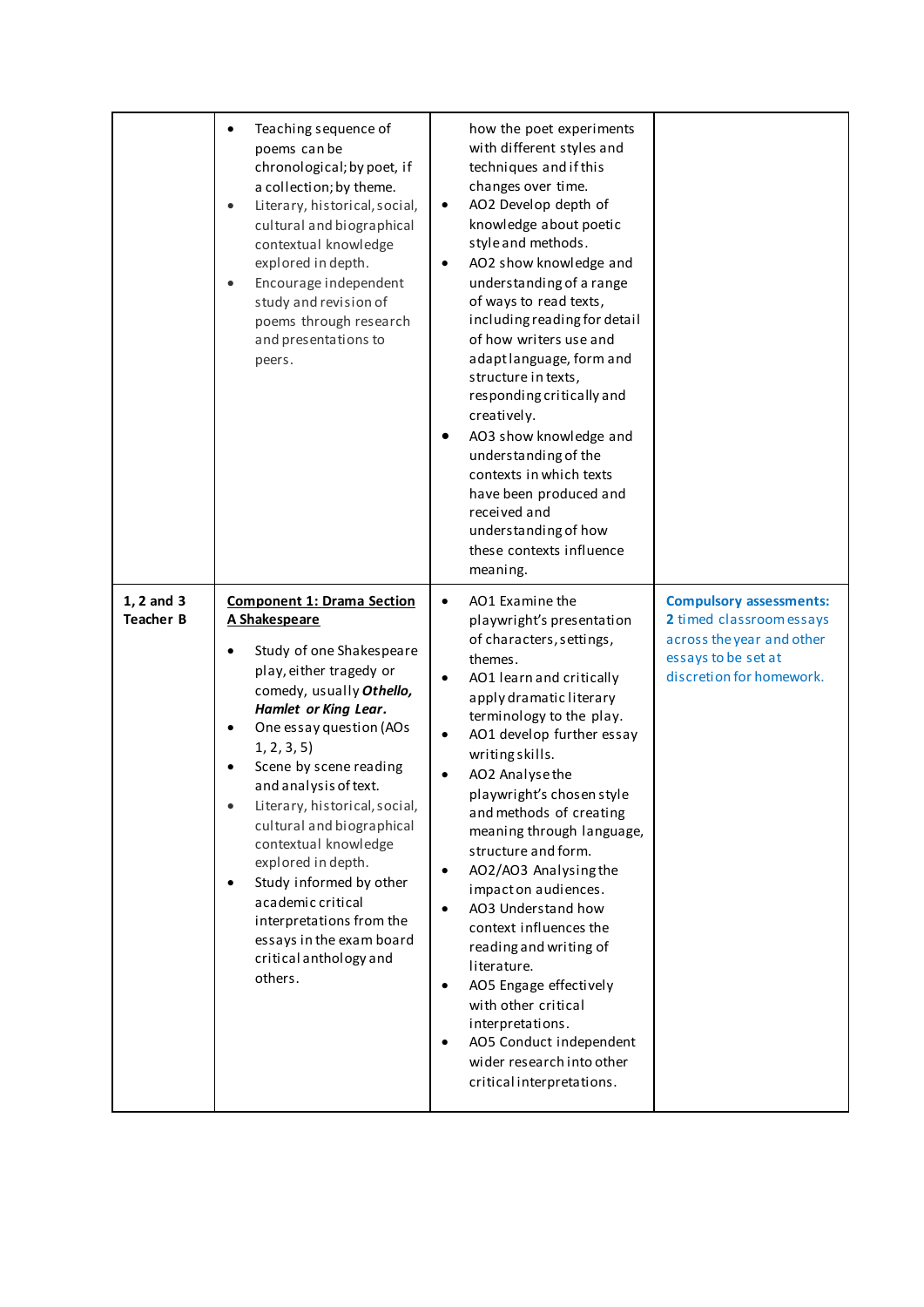| | | | |
|---|---|---|---|
| | • Teaching sequence of poems can be chronological; by poet, if a collection; by theme.<br>• Literary, historical, social, cultural and biographical contextual knowledge explored in depth.<br>• Encourage independent study and revision of poems through research and presentations to peers. | how the poet experiments with different styles and techniques and if this changes over time.<br>• AO2 Develop depth of knowledge about poetic style and methods.<br>• AO2 show knowledge and understanding of a range of ways to read texts, including reading for detail of how writers use and adapt language, form and structure in texts, responding critically and creatively.<br>• AO3 show knowledge and understanding of the contexts in which texts have been produced and received and understanding of how these contexts influence meaning. | |
| **1, 2 and 3 Teacher B** | **<u>Component 1: Drama Section A Shakespeare</u>**<br><br>• Study of one Shakespeare play, either tragedy or comedy, usually ***Othello, Hamlet or King Lear.***<br>• One essay question (AOs 1, 2, 3, 5)<br>• Scene by scene reading and analysis of text.<br>• Literary, historical, social, cultural and biographical contextual knowledge explored in depth.<br>• Study informed by other academic critical interpretations from the essays in the exam board critical anthology and others. | • AO1 Examine the playwright's presentation of characters, settings, themes.<br>• AO1 learn and critically apply dramatic literary terminology to the play.<br>• AO1 develop further essay writing skills.<br>• AO2 Analyse the playwright's chosen style and methods of creating meaning through language, structure and form.<br>• AO2/AO3 Analysing the impact on audiences.<br>• AO3 Understand how context influences the reading and writing of literature.<br>• AO5 Engage effectively with other critical interpretations.<br>• AO5 Conduct independent wider research into other critical interpretations. | **Compulsory assessments:** **2** timed classroom essays across the year and other essays to be set at discretion for homework. |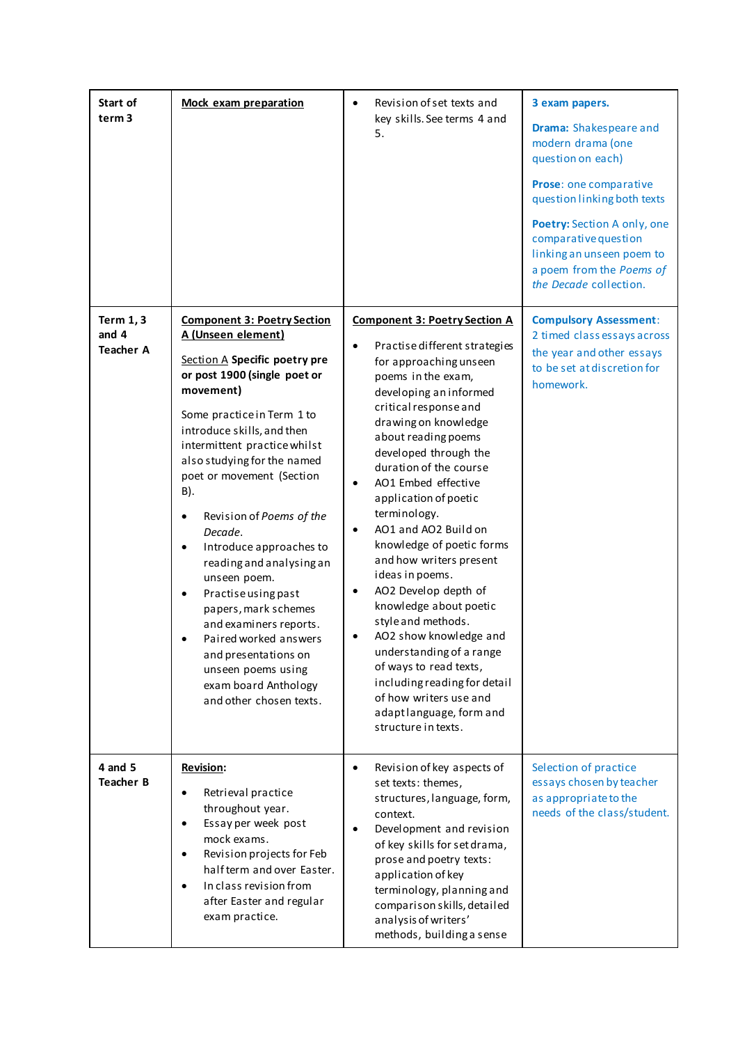| Start of term 3 | **<u>Mock exam preparation</u>** | • Revision of set texts and key skills. See terms 4 and 5. | **3 exam papers.**<br><br>**Drama:** Shakespeare and modern drama (one question on each)<br><br>**Prose**: one comparative question linking both texts<br><br>**Poetry:** Section A only, one comparative question linking an unseen poem to a poem from the *Poems of the Decade* collection. |
|---|---|---|---|
| Term 1, 3 and 4 Teacher A | **<u>Component 3: Poetry Section A (Unseen element)</u>**<br><br><u>Section A</u> **Specific poetry pre or post 1900 (single poet or movement)**<br><br>Some practice in Term 1 to introduce skills, and then intermittent practice whilst also studying for the named poet or movement (Section B).<br><br>• Revision of *Poems of the Decade*.<br>• Introduce approaches to reading and analysing an unseen poem.<br>• Practise using past papers, mark schemes and examiners reports.<br>• Paired worked answers and presentations on unseen poems using exam board Anthology and other chosen texts. | **<u>Component 3: Poetry Section A</u>**<br><br>• Practise different strategies for approaching unseen poems in the exam, developing an informed critical response and drawing on knowledge about reading poems developed through the duration of the course<br>• AO1 Embed effective application of poetic terminology.<br>• AO1 and AO2 Build on knowledge of poetic forms and how writers present ideas in poems.<br>• AO2 Develop depth of knowledge about poetic style and methods.<br>• AO2 show knowledge and understanding of a range of ways to read texts, including reading for detail of how writers use and adapt language, form and structure in texts. | **Compulsory Assessment**: 2 timed class essays across the year and other essays to be set at discretion for homework. |
| 4 and 5 Teacher B | **<u>Revision</u>:**<br><br>• Retrieval practice throughout year.<br>• Essay per week post mock exams.<br>• Revision projects for Feb half term and over Easter.<br>• In class revision from after Easter and regular exam practice. | • Revision of key aspects of set texts: themes, structures, language, form, context.<br>• Development and revision of key skills for set drama, prose and poetry texts: application of key terminology, planning and comparison skills, detailed analysis of writers' methods, building a sense | Selection of practice essays chosen by teacher as appropriate to the needs of the class/student. |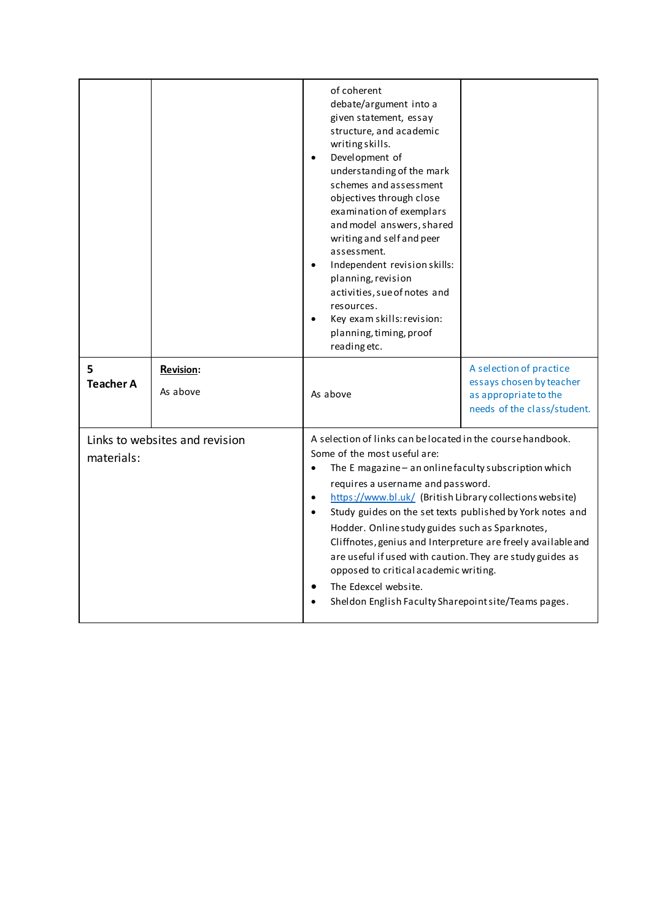| | | | |
|---|---|---|---|
| | | of coherent debate/argument into a given statement, essay structure, and academic writing skills.<br>• Development of understanding of the mark schemes and assessment objectives through close examination of exemplars and model answers, shared writing and self and peer assessment.<br>• Independent revision skills: planning, revision activities, sue of notes and resources.<br>• Key exam skills: revision: planning, timing, proof reading etc. | |
| **5**<br>**Teacher A** | **Revision:**<br><br>As above | As above | A selection of practice essays chosen by teacher as appropriate to the needs of the class/student. |
| Links to websites and revision materials: | | A selection of links can be located in the course handbook. Some of the most useful are:<br>• The E magazine – an online faculty subscription which requires a username and password.<br>• https://www.bl.uk/ (British Library collections website)<br>• Study guides on the set texts published by York notes and Hodder. Online study guides such as Sparknotes, Cliffnotes, genius and Interpreture are freely available and are useful if used with caution. They are study guides as opposed to critical academic writing.<br>• The Edexcel website.<br>• Sheldon English Faculty Sharepoint site/Teams pages. | |